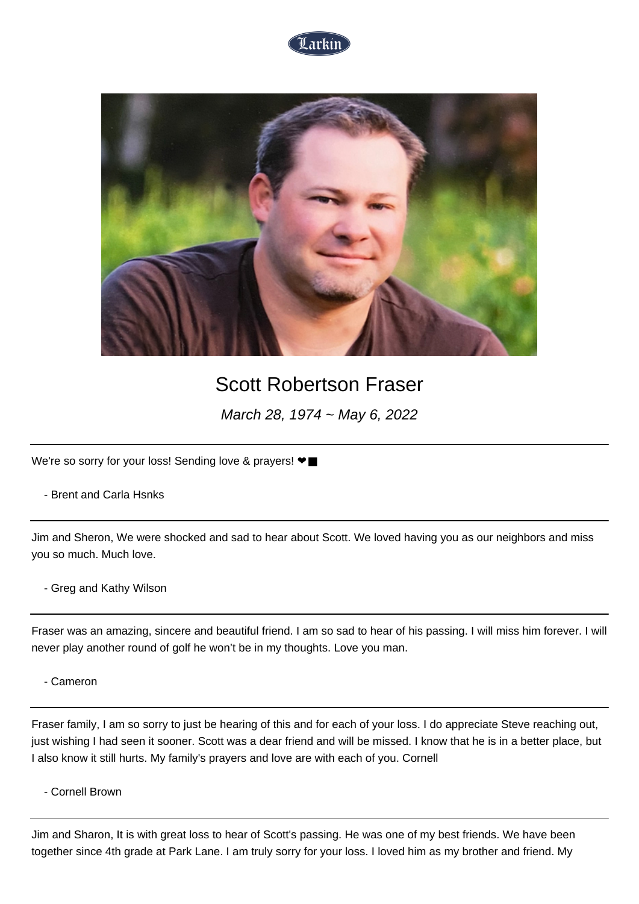Larkin

# Scott Robertson Fraser

*March 28, 1974 ~ May 6, 2022*

---

We're so sorry for your loss! Sending love & prayers! ❤■

- Brent and Carla Hsnks

---

Jim and Sheron, We were shocked and sad to hear about Scott. We loved having you as our neighbors and miss you so much. Much love.

- Greg and Kathy Wilson

---

Fraser was an amazing, sincere and beautiful friend. I am so sad to hear of his passing. I will miss him forever. I will never play another round of golf he won't be in my thoughts. Love you man.

- Cameron

---

Fraser family, I am so sorry to just be hearing of this and for each of your loss. I do appreciate Steve reaching out, just wishing I had seen it sooner. Scott was a dear friend and will be missed. I know that he is in a better place, but I also know it still hurts. My family's prayers and love are with each of you. Cornell

- Cornell Brown

---

Jim and Sharon, It is with great loss to hear of Scott's passing. He was one of my best friends. We have been together since 4th grade at Park Lane. I am truly sorry for your loss. I loved him as my brother and friend. My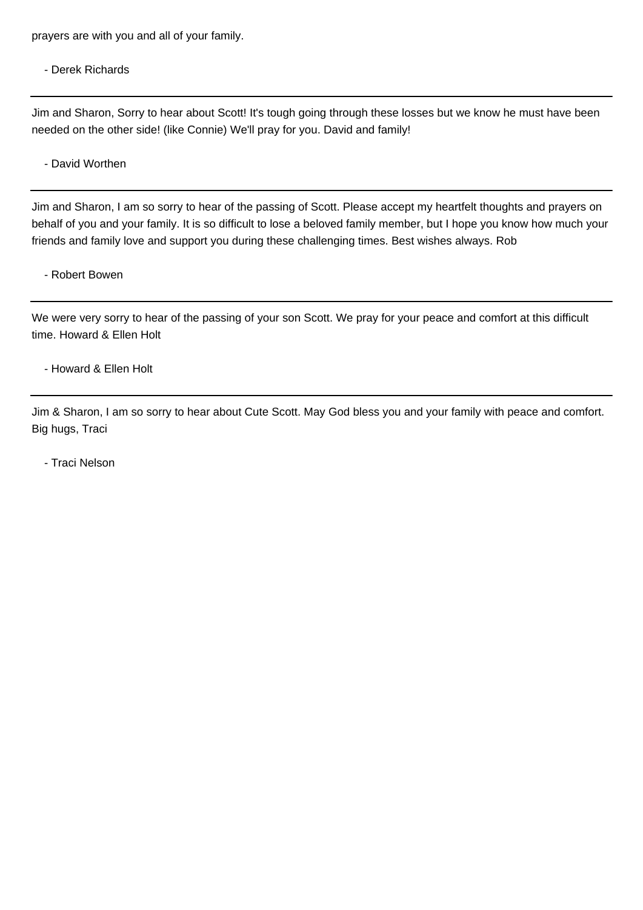prayers are with you and all of your family.

- Derek Richards

---

Jim and Sharon, Sorry to hear about Scott! It's tough going through these losses but we know he must have been needed on the other side! (like Connie) We'll pray for you. David and family!

- David Worthen

---

Jim and Sharon, I am so sorry to hear of the passing of Scott. Please accept my heartfelt thoughts and prayers on behalf of you and your family. It is so difficult to lose a beloved family member, but I hope you know how much your friends and family love and support you during these challenging times. Best wishes always. Rob

- Robert Bowen

---

We were very sorry to hear of the passing of your son Scott. We pray for your peace and comfort at this difficult time. Howard & Ellen Holt

- Howard & Ellen Holt

---

Jim & Sharon, I am so sorry to hear about Cute Scott. May God bless you and your family with peace and comfort. Big hugs, Traci

- Traci Nelson